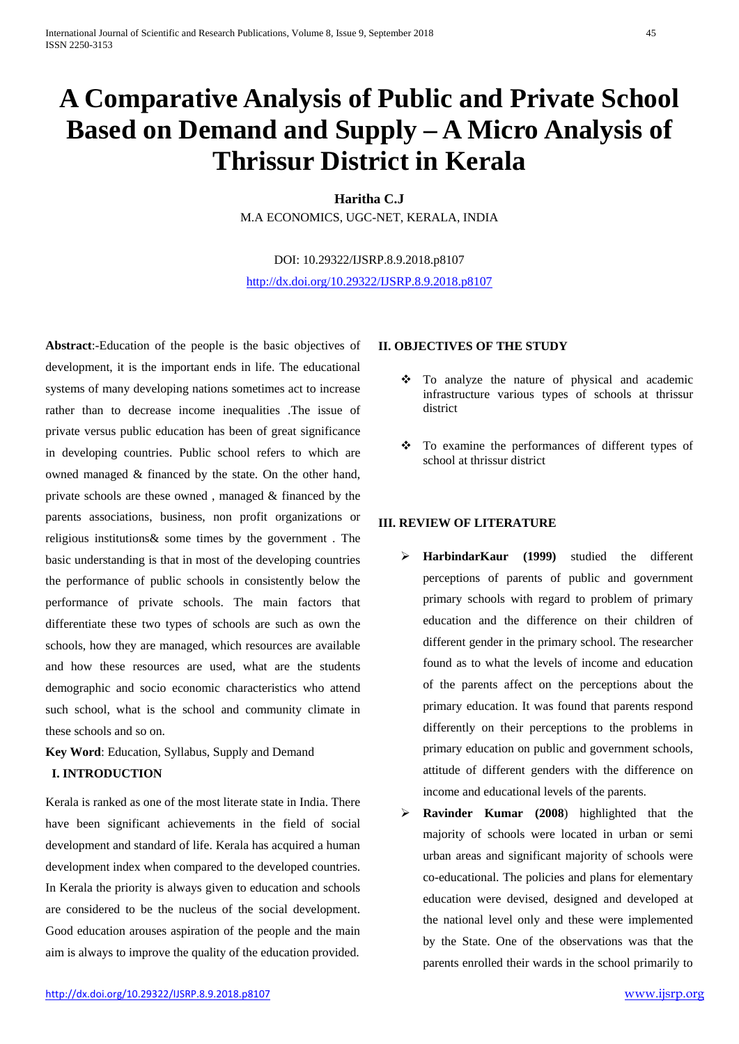# A Comparative Analysis of Public and Private School Based on Demand and Supply – A Micro Analysis of Thrissur District in Kerala

**Haritha C.J**

M.A ECONOMICS, UGC-NET, KERALA, INDIA

DOI: 10.29322/IJSRP.8.9.2018.p8107

http://dx.doi.org/10.29322/IJSRP.8.9.2018.p8107

**Abstract**:-Education of the people is the basic objectives of development, it is the important ends in life. The educational systems of many developing nations sometimes act to increase rather than to decrease income inequalities .The issue of private versus public education has been of great significance in developing countries. Public school refers to which are owned managed & financed by the state. On the other hand, private schools are these owned , managed & financed by the parents associations, business, non profit organizations or religious institutions& some times by the government . The basic understanding is that in most of the developing countries the performance of public schools in consistently below the performance of private schools. The main factors that differentiate these two types of schools are such as own the schools, how they are managed, which resources are available and how these resources are used, what are the students demographic and socio economic characteristics who attend such school, what is the school and community climate in these schools and so on.

**Key Word**: Education, Syllabus, Supply and Demand

## I. INTRODUCTION

Kerala is ranked as one of the most literate state in India. There have been significant achievements in the field of social development and standard of life. Kerala has acquired a human development index when compared to the developed countries. In Kerala the priority is always given to education and schools are considered to be the nucleus of the social development. Good education arouses aspiration of the people and the main aim is always to improve the quality of the education provided.

## II. OBJECTIVES OF THE STUDY

- To analyze the nature of physical and academic infrastructure various types of schools at thrissur district
- To examine the performances of different types of school at thrissur district

## III. REVIEW OF LITERATURE

- **HarbindarKaur (1999)** studied the different perceptions of parents of public and government primary schools with regard to problem of primary education and the difference on their children of different gender in the primary school. The researcher found as to what the levels of income and education of the parents affect on the perceptions about the primary education. It was found that parents respond differently on their perceptions to the problems in primary education on public and government schools, attitude of different genders with the difference on income and educational levels of the parents.
- **Ravinder Kumar (2008**) highlighted that the majority of schools were located in urban or semi urban areas and significant majority of schools were co-educational. The policies and plans for elementary education were devised, designed and developed at the national level only and these were implemented by the State. One of the observations was that the parents enrolled their wards in the school primarily to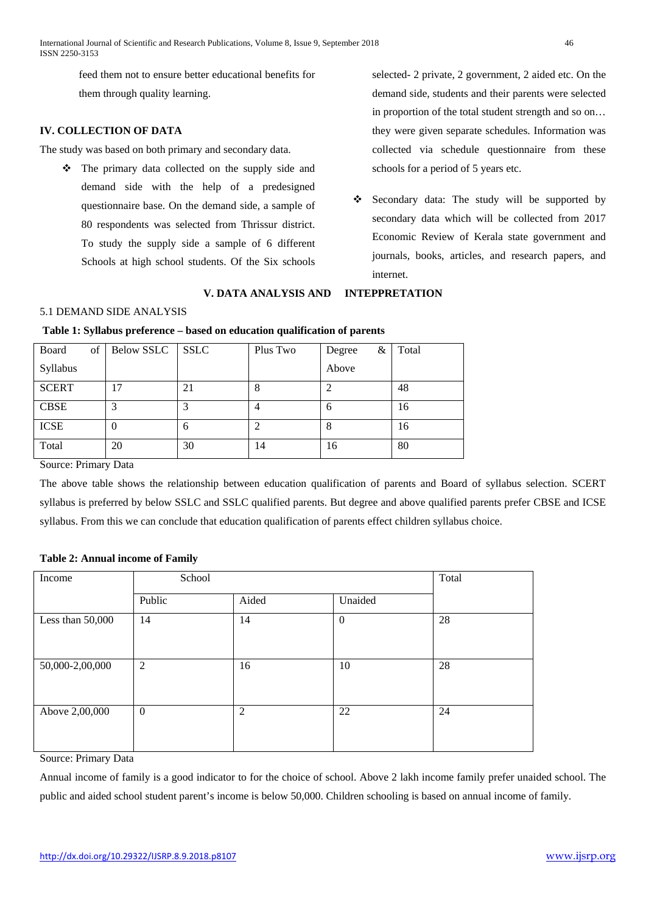feed them not to ensure better educational benefits for them through quality learning.

## IV. COLLECTION OF DATA

The study was based on both primary and secondary data.

- The primary data collected on the supply side and demand side with the help of a predesigned questionnaire base. On the demand side, a sample of 80 respondents was selected from Thrissur district. To study the supply side a sample of 6 different Schools at high school students. Of the Six schools selected- 2 private, 2 government, 2 aided etc. On the demand side, students and their parents were selected in proportion of the total student strength and so on… they were given separate schedules. Information was collected via schedule questionnaire from these schools for a period of 5 years etc.
- Secondary data: The study will be supported by secondary data which will be collected from 2017 Economic Review of Kerala state government and journals, books, articles, and research papers, and internet.

## V. DATA ANALYSIS AND INTEPPRETATION

### 5.1 DEMAND SIDE ANALYSIS

**Table 1: Syllabus preference – based on education qualification of parents**

| Board of Syllabus | Below SSLC | SSLC | Plus Two | Degree & Above | Total |
|---|---|---|---|---|---|
| SCERT | 17 | 21 | 8 | 2 | 48 |
| CBSE | 3 | 3 | 4 | 6 | 16 |
| ICSE | 0 | 6 | 2 | 8 | 16 |
| Total | 20 | 30 | 14 | 16 | 80 |

Source: Primary Data

The above table shows the relationship between education qualification of parents and Board of syllabus selection. SCERT syllabus is preferred by below SSLC and SSLC qualified parents. But degree and above qualified parents prefer CBSE and ICSE syllabus. From this we can conclude that education qualification of parents effect children syllabus choice.

**Table 2: Annual income of Family**

| Income | School | | | Total |
|---|---|---|---|---|
| | Public | Aided | Unaided | |
| Less than 50,000 | 14 | 14 | 0 | 28 |
| 50,000-2,00,000 | 2 | 16 | 10 | 28 |
| Above 2,00,000 | 0 | 2 | 22 | 24 |

Source: Primary Data

Annual income of family is a good indicator to for the choice of school. Above 2 lakh income family prefer unaided school. The public and aided school student parent's income is below 50,000. Children schooling is based on annual income of family.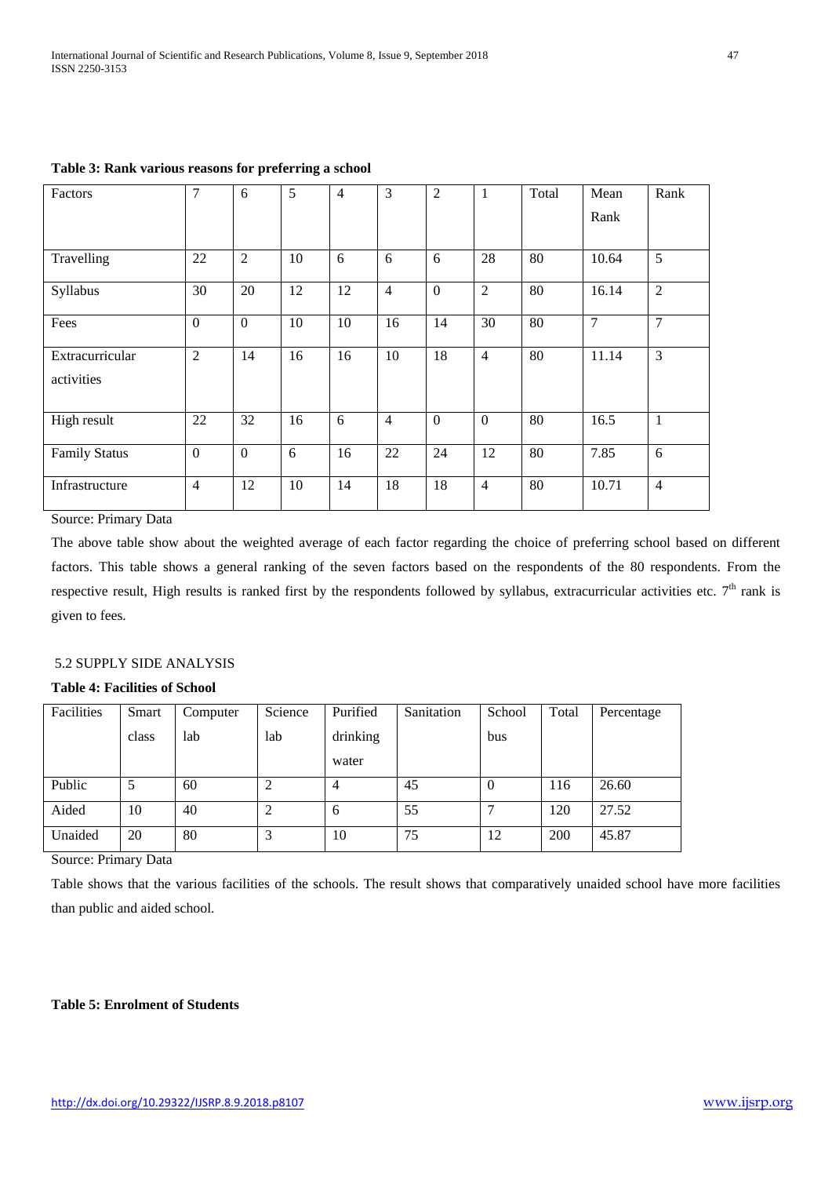**Table 3: Rank various reasons for preferring a school**

| Factors | 7 | 6 | 5 | 4 | 3 | 2 | 1 | Total | Mean Rank | Rank |
|---|---|---|---|---|---|---|---|---|---|---|
| Travelling | 22 | 2 | 10 | 6 | 6 | 6 | 28 | 80 | 10.64 | 5 |
| Syllabus | 30 | 20 | 12 | 12 | 4 | 0 | 2 | 80 | 16.14 | 2 |
| Fees | 0 | 0 | 10 | 10 | 16 | 14 | 30 | 80 | 7 | 7 |
| Extracurricular activities | 2 | 14 | 16 | 16 | 10 | 18 | 4 | 80 | 11.14 | 3 |
| High result | 22 | 32 | 16 | 6 | 4 | 0 | 0 | 80 | 16.5 | 1 |
| Family Status | 0 | 0 | 6 | 16 | 22 | 24 | 12 | 80 | 7.85 | 6 |
| Infrastructure | 4 | 12 | 10 | 14 | 18 | 18 | 4 | 80 | 10.71 | 4 |

Source: Primary Data

The above table show about the weighted average of each factor regarding the choice of preferring school based on different factors. This table shows a general ranking of the seven factors based on the respondents of the 80 respondents. From the respective result, High results is ranked first by the respondents followed by syllabus, extracurricular activities etc. 7th rank is given to fees.

## 5.2 SUPPLY SIDE ANALYSIS

**Table 4: Facilities of School**

| Facilities | Smart class | Computer lab | Science lab | Purified drinking water | Sanitation | School bus | Total | Percentage |
|---|---|---|---|---|---|---|---|---|
| Public | 5 | 60 | 2 | 4 | 45 | 0 | 116 | 26.60 |
| Aided | 10 | 40 | 2 | 6 | 55 | 7 | 120 | 27.52 |
| Unaided | 20 | 80 | 3 | 10 | 75 | 12 | 200 | 45.87 |

Source: Primary Data

Table shows that the various facilities of the schools. The result shows that comparatively unaided school have more facilities than public and aided school.

**Table 5: Enrolment of Students**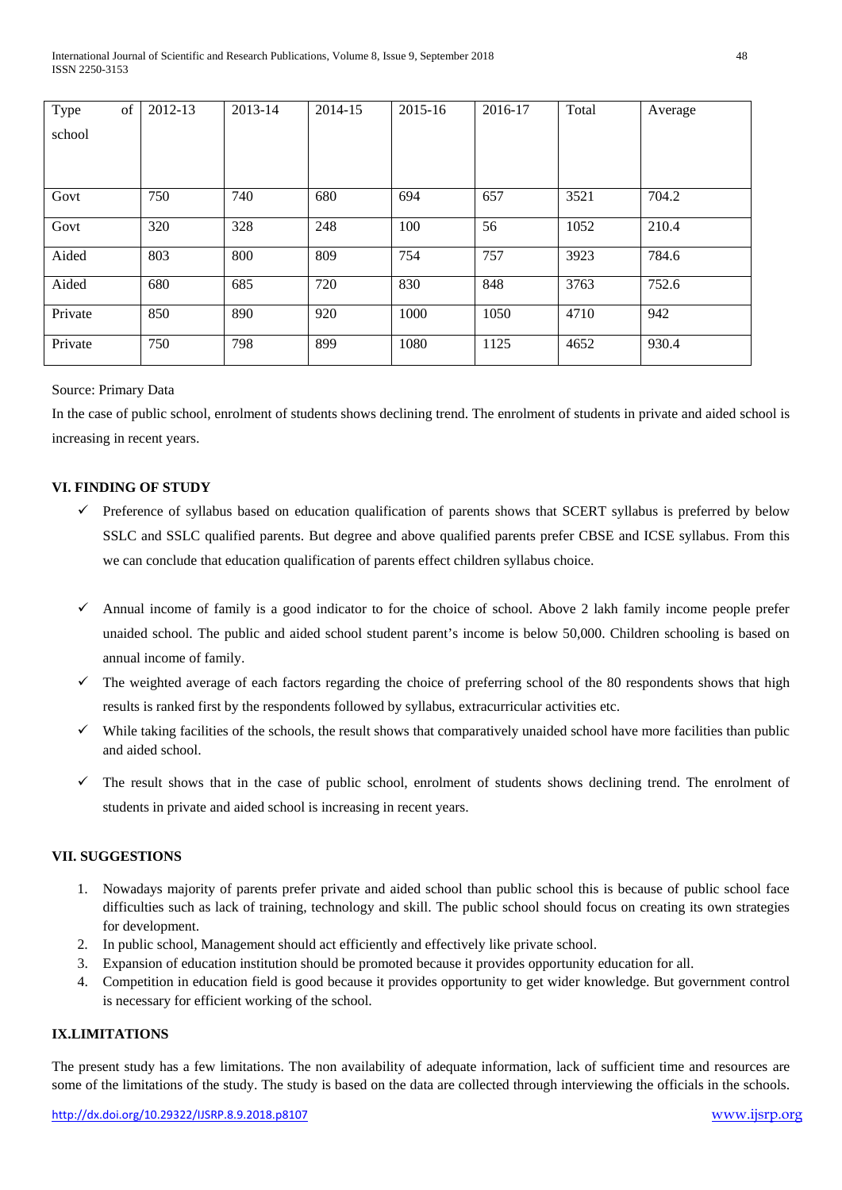| Type of school | 2012-13 | 2013-14 | 2014-15 | 2015-16 | 2016-17 | Total | Average |
|---|---|---|---|---|---|---|---|
| Govt | 750 | 740 | 680 | 694 | 657 | 3521 | 704.2 |
| Govt | 320 | 328 | 248 | 100 | 56 | 1052 | 210.4 |
| Aided | 803 | 800 | 809 | 754 | 757 | 3923 | 784.6 |
| Aided | 680 | 685 | 720 | 830 | 848 | 3763 | 752.6 |
| Private | 850 | 890 | 920 | 1000 | 1050 | 4710 | 942 |
| Private | 750 | 798 | 899 | 1080 | 1125 | 4652 | 930.4 |

Source: Primary Data

In the case of public school, enrolment of students shows declining trend. The enrolment of students in private and aided school is increasing in recent years.

### VI. FINDING OF STUDY

- ✓ Preference of syllabus based on education qualification of parents shows that SCERT syllabus is preferred by below SSLC and SSLC qualified parents. But degree and above qualified parents prefer CBSE and ICSE syllabus. From this we can conclude that education qualification of parents effect children syllabus choice.
- ✓ Annual income of family is a good indicator to for the choice of school. Above 2 lakh family income people prefer unaided school. The public and aided school student parent's income is below 50,000. Children schooling is based on annual income of family.
- ✓ The weighted average of each factors regarding the choice of preferring school of the 80 respondents shows that high results is ranked first by the respondents followed by syllabus, extracurricular activities etc.
- ✓ While taking facilities of the schools, the result shows that comparatively unaided school have more facilities than public and aided school.
- ✓ The result shows that in the case of public school, enrolment of students shows declining trend. The enrolment of students in private and aided school is increasing in recent years.

### VII. SUGGESTIONS

1. Nowadays majority of parents prefer private and aided school than public school this is because of public school face difficulties such as lack of training, technology and skill. The public school should focus on creating its own strategies for development.
2. In public school, Management should act efficiently and effectively like private school.
3. Expansion of education institution should be promoted because it provides opportunity education for all.
4. Competition in education field is good because it provides opportunity to get wider knowledge. But government control is necessary for efficient working of the school.

### IX.LIMITATIONS

The present study has a few limitations. The non availability of adequate information, lack of sufficient time and resources are some of the limitations of the study. The study is based on the data are collected through interviewing the officials in the schools.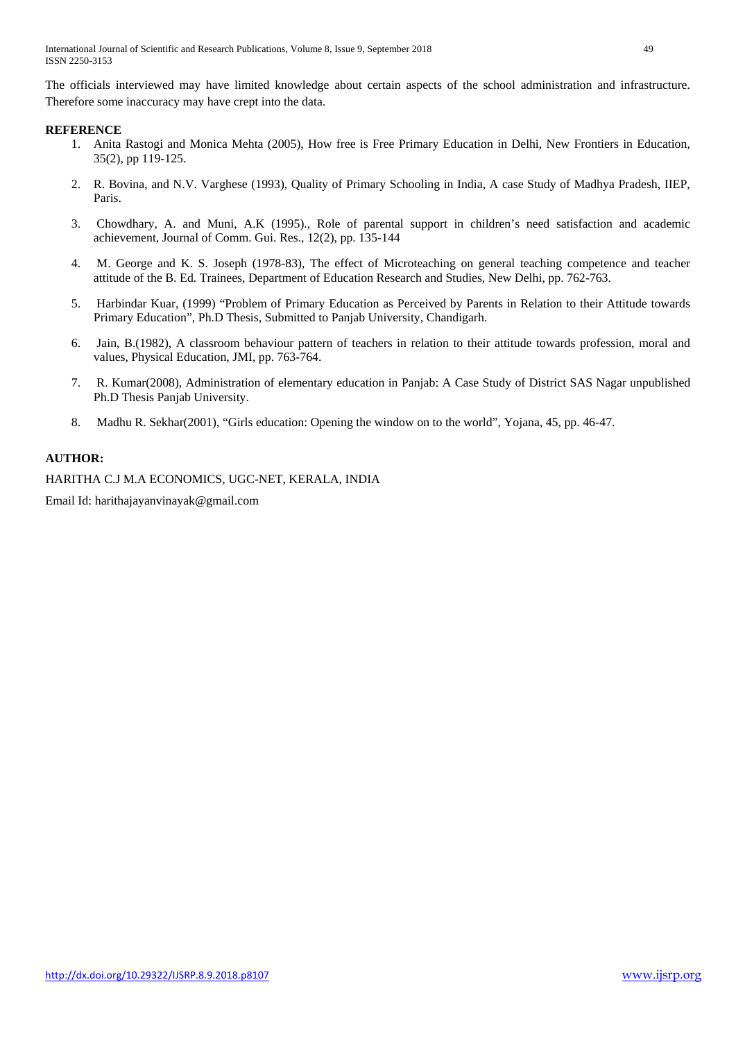The officials interviewed may have limited knowledge about certain aspects of the school administration and infrastructure. Therefore some inaccuracy may have crept into the data.

**REFERENCE**

1. Anita Rastogi and Monica Mehta (2005), How free is Free Primary Education in Delhi, New Frontiers in Education, 35(2), pp 119-125.

2. R. Bovina, and N.V. Varghese (1993), Quality of Primary Schooling in India, A case Study of Madhya Pradesh, IIEP, Paris.

3. Chowdhary, A. and Muni, A.K (1995)., Role of parental support in children's need satisfaction and academic achievement, Journal of Comm. Gui. Res., 12(2), pp. 135-144

4. M. George and K. S. Joseph (1978-83), The effect of Microteaching on general teaching competence and teacher attitude of the B. Ed. Trainees, Department of Education Research and Studies, New Delhi, pp. 762-763.

5. Harbindar Kuar, (1999) "Problem of Primary Education as Perceived by Parents in Relation to their Attitude towards Primary Education", Ph.D Thesis, Submitted to Panjab University, Chandigarh.

6. Jain, B.(1982), A classroom behaviour pattern of teachers in relation to their attitude towards profession, moral and values, Physical Education, JMI, pp. 763-764.

7. R. Kumar(2008), Administration of elementary education in Panjab: A Case Study of District SAS Nagar unpublished Ph.D Thesis Panjab University.

8. Madhu R. Sekhar(2001), "Girls education: Opening the window on to the world", Yojana, 45, pp. 46-47.

**AUTHOR:**

HARITHA C.J M.A ECONOMICS, UGC-NET, KERALA, INDIA

Email Id: harithajayanvinayak@gmail.com